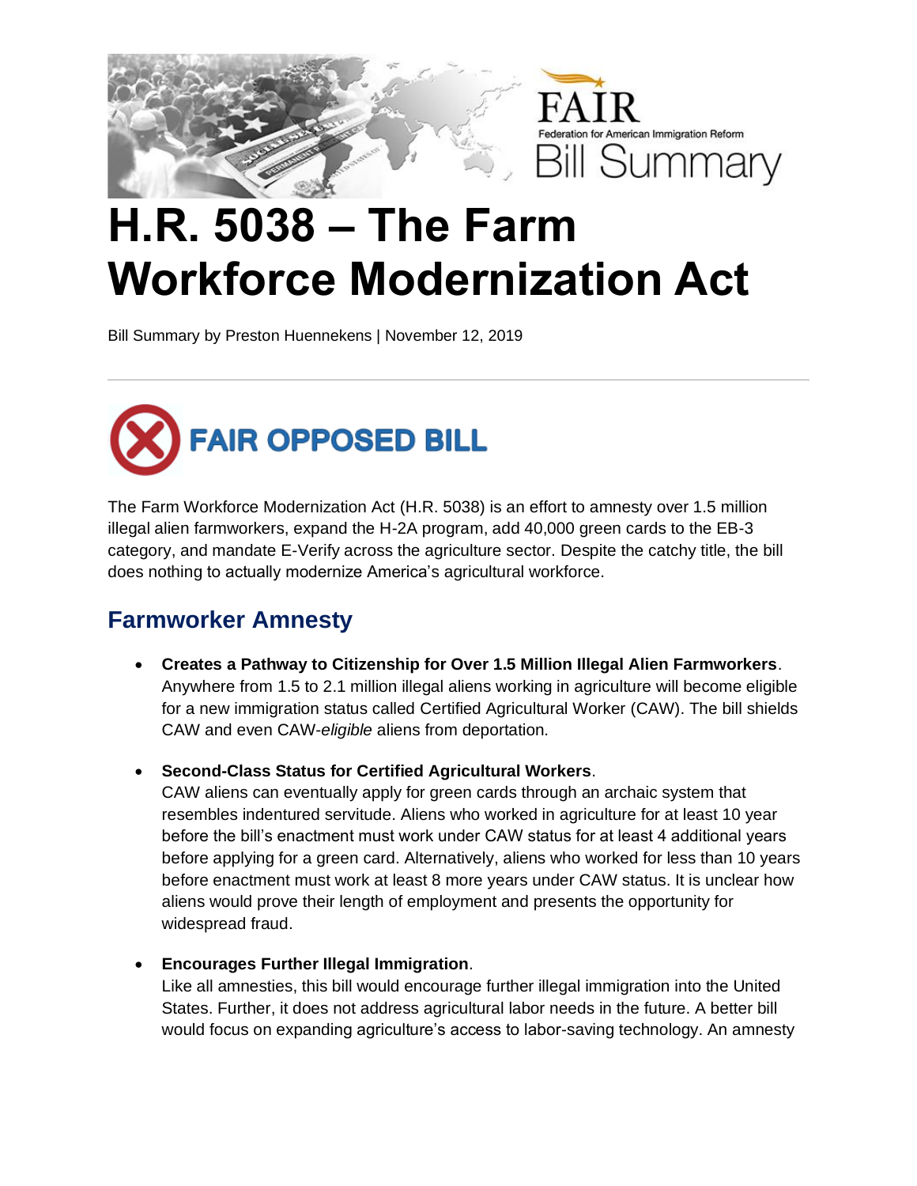FAIR

Federation for American Immigration Reform

Bill Summary

# H.R. 5038 – The Farm Workforce Modernization Act

Bill Summary by Preston Huennekens | November 12, 2019

FAIR OPPOSED BILL

The Farm Workforce Modernization Act (H.R. 5038) is an effort to amnesty over 1.5 million illegal alien farmworkers, expand the H-2A program, add 40,000 green cards to the EB-3 category, and mandate E-Verify across the agriculture sector. Despite the catchy title, the bill does nothing to actually modernize America's agricultural workforce.

## Farmworker Amnesty

- **Creates a Pathway to Citizenship for Over 1.5 Million Illegal Alien Farmworkers**. Anywhere from 1.5 to 2.1 million illegal aliens working in agriculture will become eligible for a new immigration status called Certified Agricultural Worker (CAW). The bill shields CAW and even CAW-*eligible* aliens from deportation.

- **Second-Class Status for Certified Agricultural Workers**. CAW aliens can eventually apply for green cards through an archaic system that resembles indentured servitude. Aliens who worked in agriculture for at least 10 year before the bill's enactment must work under CAW status for at least 4 additional years before applying for a green card. Alternatively, aliens who worked for less than 10 years before enactment must work at least 8 more years under CAW status. It is unclear how aliens would prove their length of employment and presents the opportunity for widespread fraud.

- **Encourages Further Illegal Immigration**. Like all amnesties, this bill would encourage further illegal immigration into the United States. Further, it does not address agricultural labor needs in the future. A better bill would focus on expanding agriculture's access to labor-saving technology. An amnesty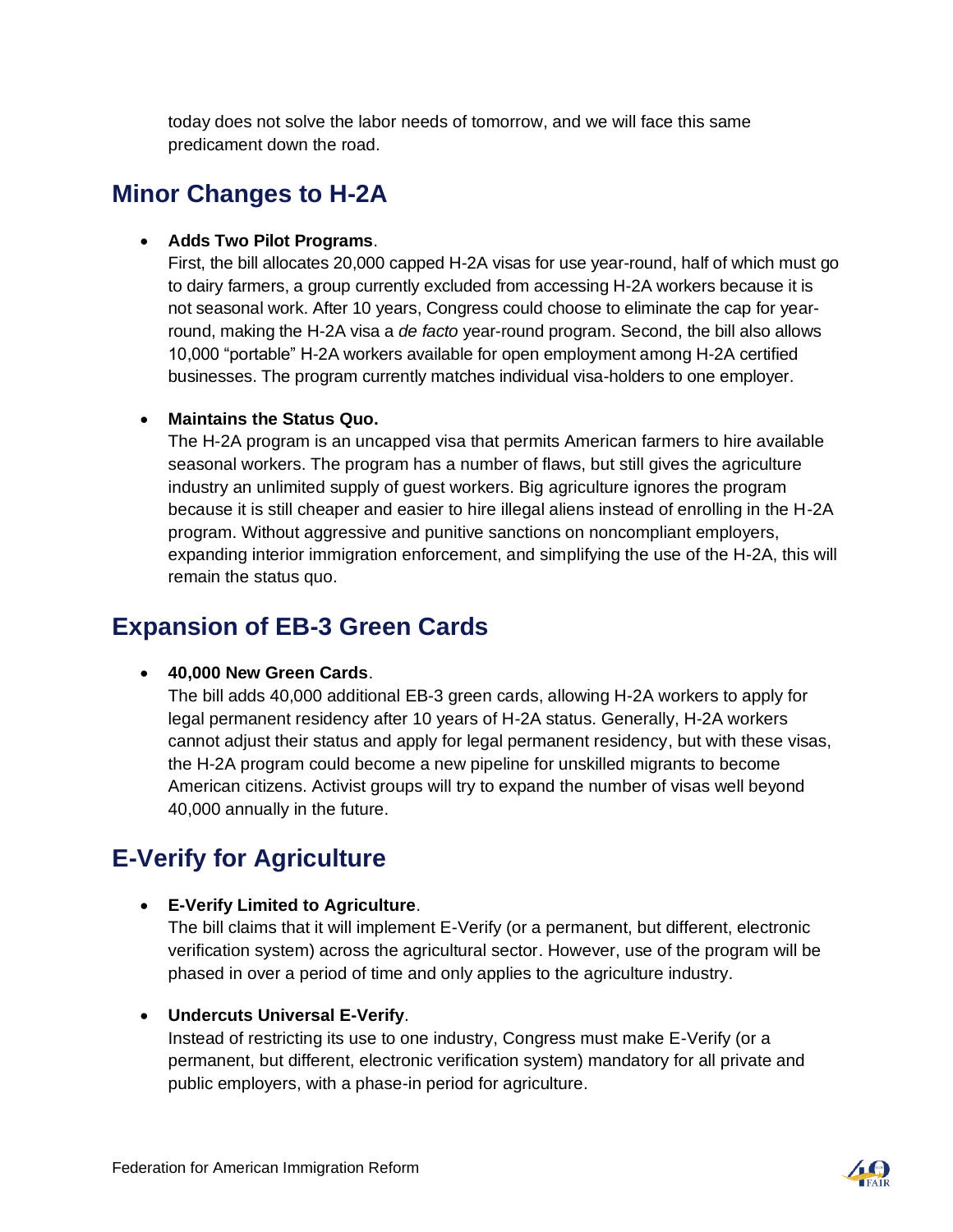today does not solve the labor needs of tomorrow, and we will face this same predicament down the road.

## Minor Changes to H-2A

- **Adds Two Pilot Programs**.
  First, the bill allocates 20,000 capped H-2A visas for use year-round, half of which must go to dairy farmers, a group currently excluded from accessing H-2A workers because it is not seasonal work. After 10 years, Congress could choose to eliminate the cap for year-round, making the H-2A visa a *de facto* year-round program. Second, the bill also allows 10,000 "portable" H-2A workers available for open employment among H-2A certified businesses. The program currently matches individual visa-holders to one employer.

- **Maintains the Status Quo.**
  The H-2A program is an uncapped visa that permits American farmers to hire available seasonal workers. The program has a number of flaws, but still gives the agriculture industry an unlimited supply of guest workers. Big agriculture ignores the program because it is still cheaper and easier to hire illegal aliens instead of enrolling in the H-2A program. Without aggressive and punitive sanctions on noncompliant employers, expanding interior immigration enforcement, and simplifying the use of the H-2A, this will remain the status quo.

## Expansion of EB-3 Green Cards

- **40,000 New Green Cards**.
  The bill adds 40,000 additional EB-3 green cards, allowing H-2A workers to apply for legal permanent residency after 10 years of H-2A status. Generally, H-2A workers cannot adjust their status and apply for legal permanent residency, but with these visas, the H-2A program could become a new pipeline for unskilled migrants to become American citizens. Activist groups will try to expand the number of visas well beyond 40,000 annually in the future.

## E-Verify for Agriculture

- **E-Verify Limited to Agriculture**.
  The bill claims that it will implement E-Verify (or a permanent, but different, electronic verification system) across the agricultural sector. However, use of the program will be phased in over a period of time and only applies to the agriculture industry.

- **Undercuts Universal E-Verify**.
  Instead of restricting its use to one industry, Congress must make E-Verify (or a permanent, but different, electronic verification system) mandatory for all private and public employers, with a phase-in period for agriculture.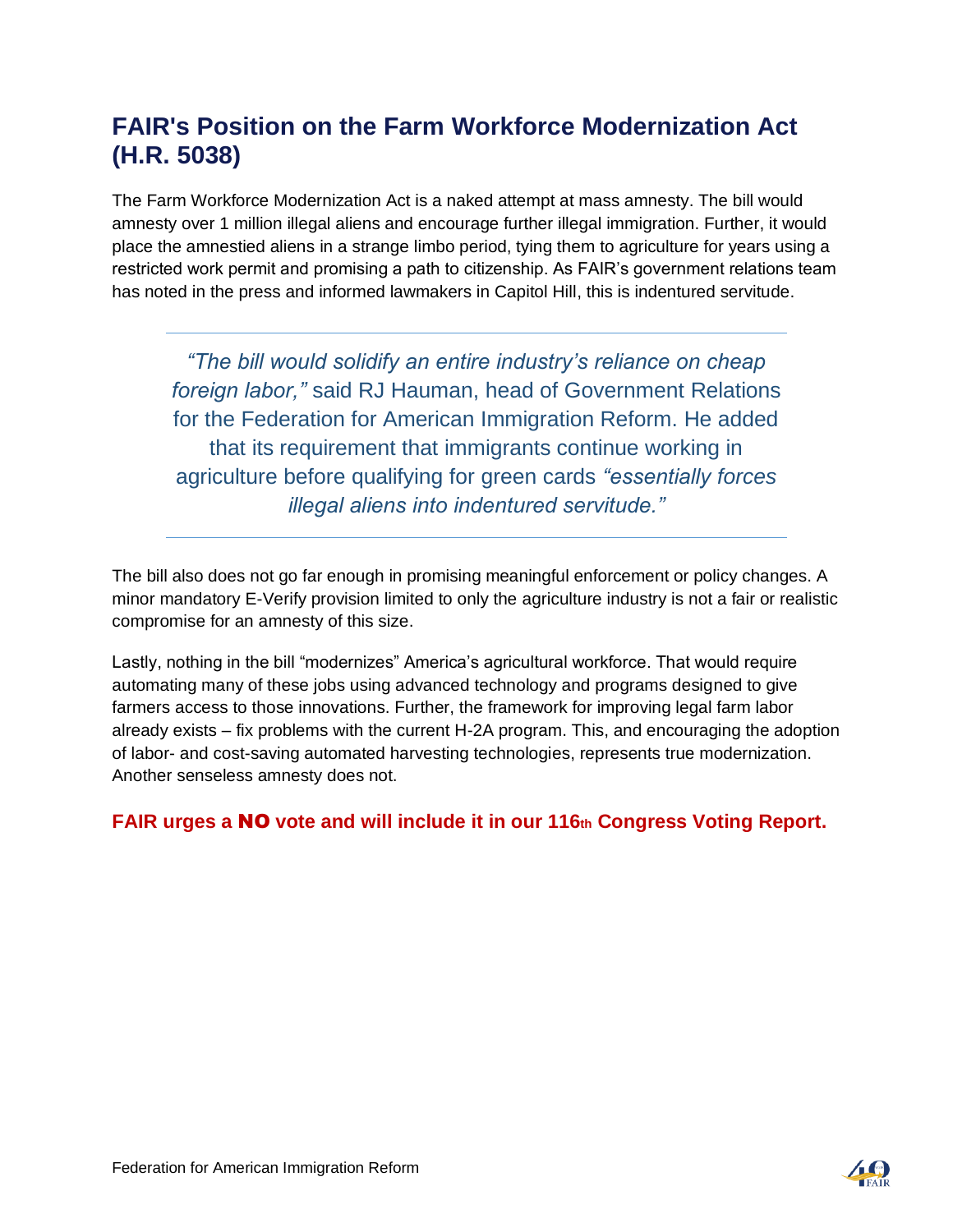## FAIR's Position on the Farm Workforce Modernization Act (H.R. 5038)

The Farm Workforce Modernization Act is a naked attempt at mass amnesty. The bill would amnesty over 1 million illegal aliens and encourage further illegal immigration. Further, it would place the amnestied aliens in a strange limbo period, tying them to agriculture for years using a restricted work permit and promising a path to citizenship. As FAIR's government relations team has noted in the press and informed lawmakers in Capitol Hill, this is indentured servitude.

---

> *"The bill would solidify an entire industry's reliance on cheap foreign labor,"* said RJ Hauman, head of Government Relations for the Federation for American Immigration Reform. He added that its requirement that immigrants continue working in agriculture before qualifying for green cards *"essentially forces illegal aliens into indentured servitude."*

---

The bill also does not go far enough in promising meaningful enforcement or policy changes. A minor mandatory E-Verify provision limited to only the agriculture industry is not a fair or realistic compromise for an amnesty of this size.

Lastly, nothing in the bill "modernizes" America's agricultural workforce. That would require automating many of these jobs using advanced technology and programs designed to give farmers access to those innovations. Further, the framework for improving legal farm labor already exists – fix problems with the current H-2A program. This, and encouraging the adoption of labor- and cost-saving automated harvesting technologies, represents true modernization. Another senseless amnesty does not.

**FAIR urges a NO vote and will include it in our 116th Congress Voting Report.**